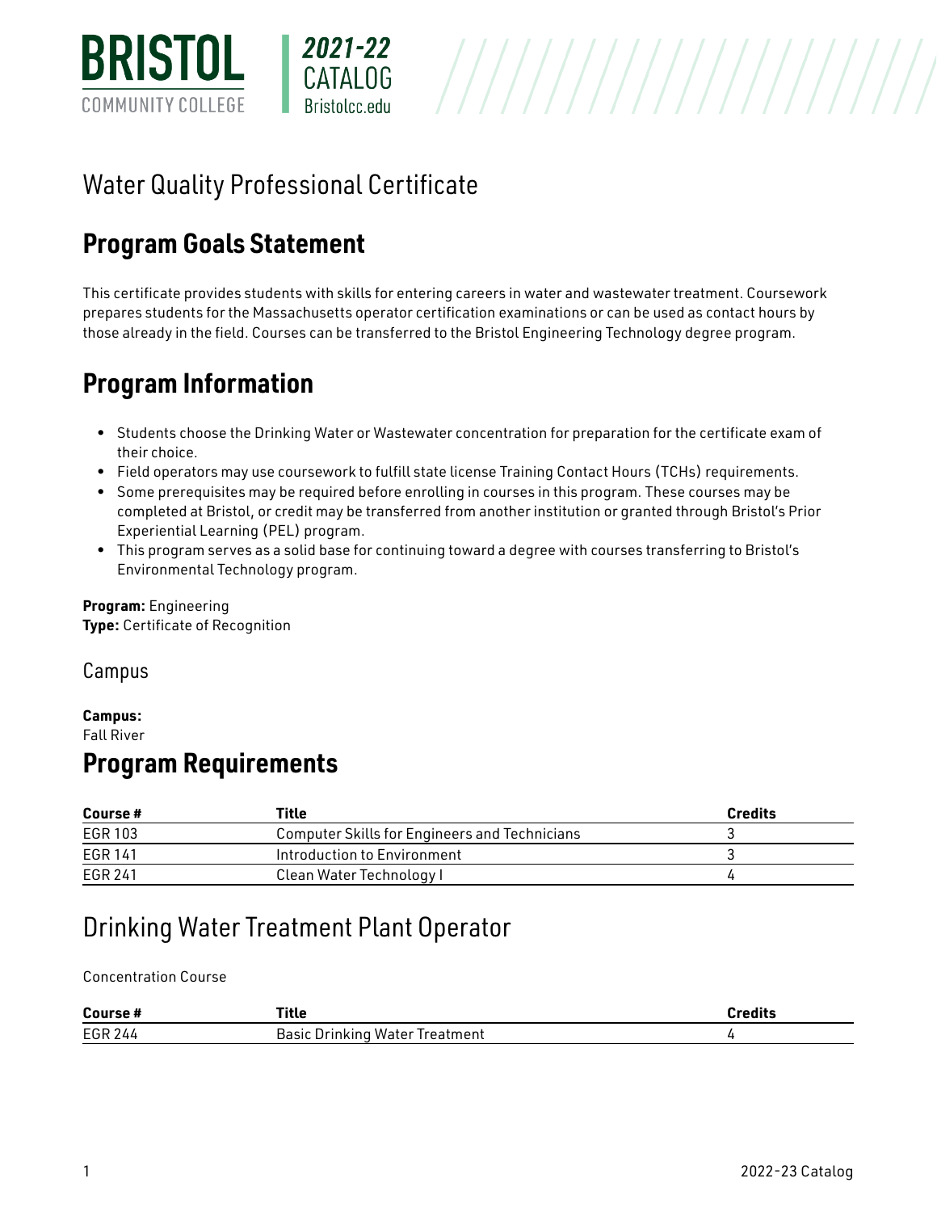# Water Quality Professional Certificate

## Program Goals Statement

This certificate provides students with skills for entering careers in water and wastewater treatment. Coursework prepares students for the Massachusetts operator certification examinations or can be used as contact hours by those already in the field. Courses can be transferred to the Bristol Engineering Technology degree program.

## Program Information

- Students choose the Drinking Water or Wastewater concentration for preparation for the certificate exam of their choice.
- Field operators may use coursework to fulfill state license Training Contact Hours (TCHs) requirements.
- Some prerequisites may be required before enrolling in courses in this program. These courses may be completed at Bristol, or credit may be transferred from another institution or granted through Bristol's Prior Experiential Learning (PEL) program.
- This program serves as a solid base for continuing toward a degree with courses transferring to Bristol's Environmental Technology program.

**Program:** Engineering
**Type:** Certificate of Recognition

### Campus

**Campus:**
Fall River

## Program Requirements

| Course # | Title | Credits |
|---|---|---|
| EGR 103 | Computer Skills for Engineers and Technicians | 3 |
| EGR 141 | Introduction to Environment | 3 |
| EGR 241 | Clean Water Technology I | 4 |

### Drinking Water Treatment Plant Operator

Concentration Course

| Course # | Title | Credits |
|---|---|---|
| EGR 244 | Basic Drinking Water Treatment | 4 |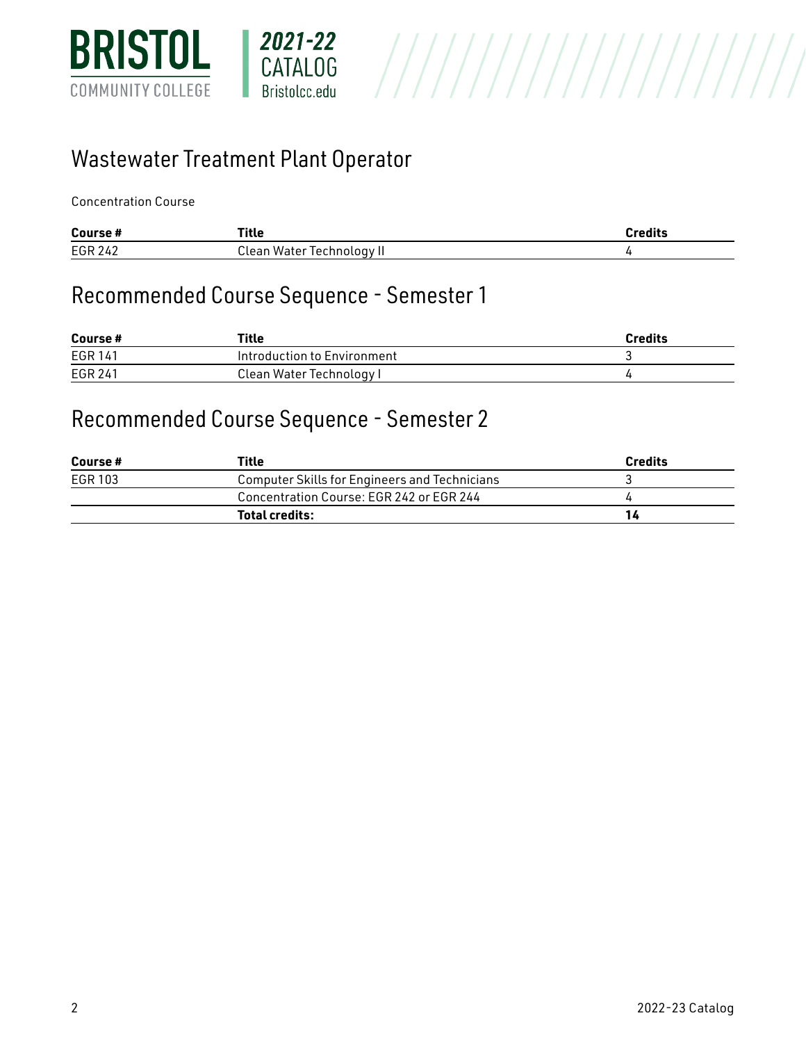## Wastewater Treatment Plant Operator

Concentration Course

| Course # | Title | Credits |
| --- | --- | --- |
| EGR 242 | Clean Water Technology II | 4 |

## Recommended Course Sequence - Semester 1

| Course # | Title | Credits |
| --- | --- | --- |
| EGR 141 | Introduction to Environment | 3 |
| EGR 241 | Clean Water Technology I | 4 |

## Recommended Course Sequence - Semester 2

| Course # | Title | Credits |
| --- | --- | --- |
| EGR 103 | Computer Skills for Engineers and Technicians | 3 |
| | Concentration Course: EGR 242 or EGR 244 | 4 |
| | **Total credits:** | **14** |